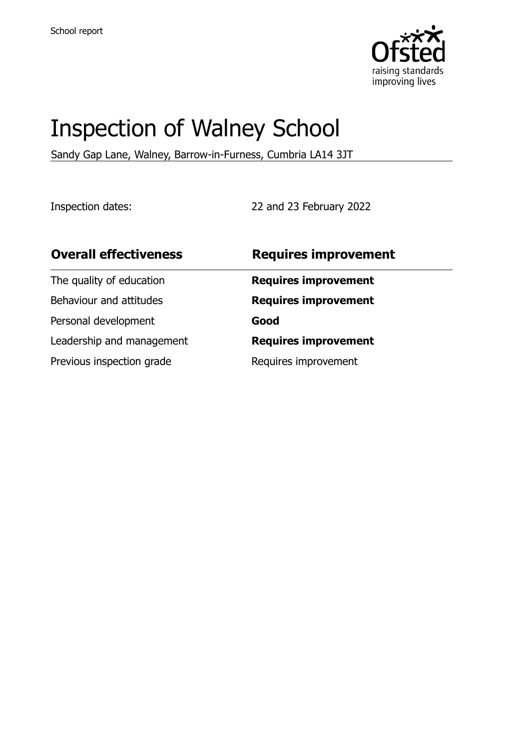School report

# Inspection of Walney School

Sandy Gap Lane, Walney, Barrow-in-Furness, Cumbria LA14 3JT

Inspection dates: 22 and 23 February 2022

| **Overall effectiveness** | **Requires improvement** |
| --- | --- |
| The quality of education | **Requires improvement** |
| Behaviour and attitudes | **Requires improvement** |
| Personal development | **Good** |
| Leadership and management | **Requires improvement** |
| Previous inspection grade | Requires improvement |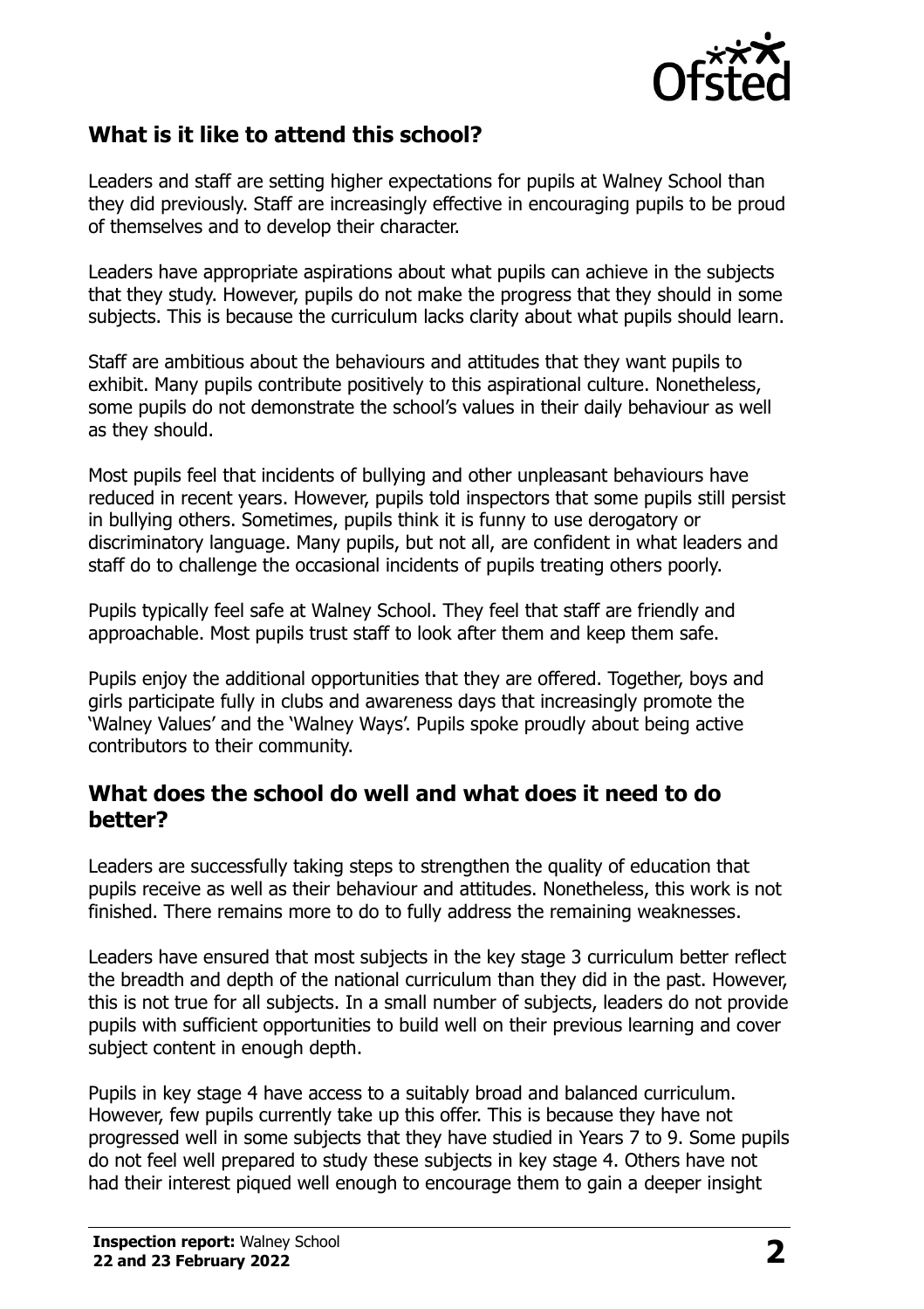## What is it like to attend this school?

Leaders and staff are setting higher expectations for pupils at Walney School than they did previously. Staff are increasingly effective in encouraging pupils to be proud of themselves and to develop their character.

Leaders have appropriate aspirations about what pupils can achieve in the subjects that they study. However, pupils do not make the progress that they should in some subjects. This is because the curriculum lacks clarity about what pupils should learn.

Staff are ambitious about the behaviours and attitudes that they want pupils to exhibit. Many pupils contribute positively to this aspirational culture. Nonetheless, some pupils do not demonstrate the school's values in their daily behaviour as well as they should.

Most pupils feel that incidents of bullying and other unpleasant behaviours have reduced in recent years. However, pupils told inspectors that some pupils still persist in bullying others. Sometimes, pupils think it is funny to use derogatory or discriminatory language. Many pupils, but not all, are confident in what leaders and staff do to challenge the occasional incidents of pupils treating others poorly.

Pupils typically feel safe at Walney School. They feel that staff are friendly and approachable. Most pupils trust staff to look after them and keep them safe.

Pupils enjoy the additional opportunities that they are offered. Together, boys and girls participate fully in clubs and awareness days that increasingly promote the 'Walney Values' and the 'Walney Ways'. Pupils spoke proudly about being active contributors to their community.

## What does the school do well and what does it need to do better?

Leaders are successfully taking steps to strengthen the quality of education that pupils receive as well as their behaviour and attitudes. Nonetheless, this work is not finished. There remains more to do to fully address the remaining weaknesses.

Leaders have ensured that most subjects in the key stage 3 curriculum better reflect the breadth and depth of the national curriculum than they did in the past. However, this is not true for all subjects. In a small number of subjects, leaders do not provide pupils with sufficient opportunities to build well on their previous learning and cover subject content in enough depth.

Pupils in key stage 4 have access to a suitably broad and balanced curriculum. However, few pupils currently take up this offer. This is because they have not progressed well in some subjects that they have studied in Years 7 to 9. Some pupils do not feel well prepared to study these subjects in key stage 4. Others have not had their interest piqued well enough to encourage them to gain a deeper insight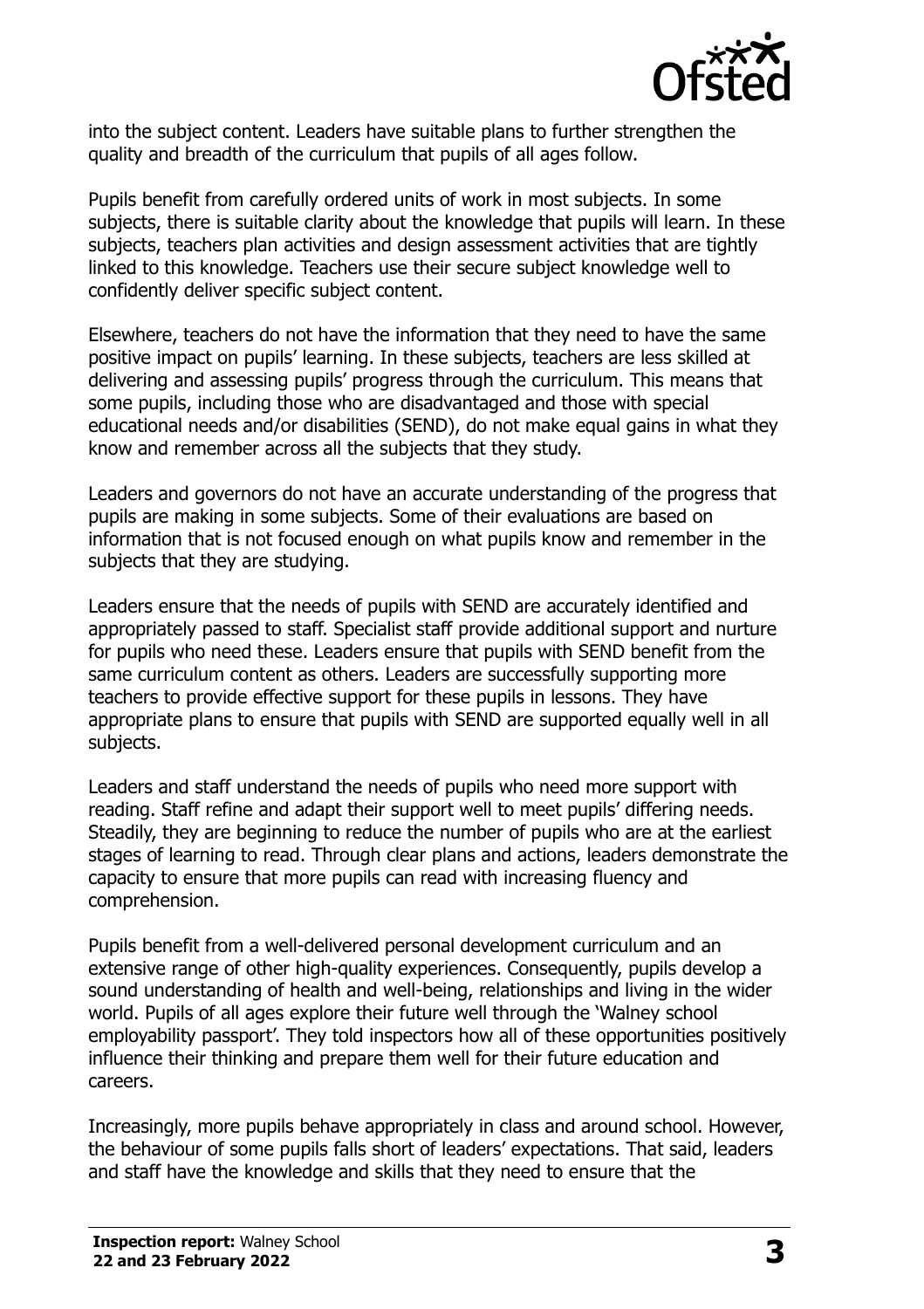into the subject content. Leaders have suitable plans to further strengthen the quality and breadth of the curriculum that pupils of all ages follow.

Pupils benefit from carefully ordered units of work in most subjects. In some subjects, there is suitable clarity about the knowledge that pupils will learn. In these subjects, teachers plan activities and design assessment activities that are tightly linked to this knowledge. Teachers use their secure subject knowledge well to confidently deliver specific subject content.

Elsewhere, teachers do not have the information that they need to have the same positive impact on pupils' learning. In these subjects, teachers are less skilled at delivering and assessing pupils' progress through the curriculum. This means that some pupils, including those who are disadvantaged and those with special educational needs and/or disabilities (SEND), do not make equal gains in what they know and remember across all the subjects that they study.

Leaders and governors do not have an accurate understanding of the progress that pupils are making in some subjects. Some of their evaluations are based on information that is not focused enough on what pupils know and remember in the subjects that they are studying.

Leaders ensure that the needs of pupils with SEND are accurately identified and appropriately passed to staff. Specialist staff provide additional support and nurture for pupils who need these. Leaders ensure that pupils with SEND benefit from the same curriculum content as others. Leaders are successfully supporting more teachers to provide effective support for these pupils in lessons. They have appropriate plans to ensure that pupils with SEND are supported equally well in all subjects.

Leaders and staff understand the needs of pupils who need more support with reading. Staff refine and adapt their support well to meet pupils' differing needs. Steadily, they are beginning to reduce the number of pupils who are at the earliest stages of learning to read. Through clear plans and actions, leaders demonstrate the capacity to ensure that more pupils can read with increasing fluency and comprehension.

Pupils benefit from a well-delivered personal development curriculum and an extensive range of other high-quality experiences. Consequently, pupils develop a sound understanding of health and well-being, relationships and living in the wider world. Pupils of all ages explore their future well through the 'Walney school employability passport'. They told inspectors how all of these opportunities positively influence their thinking and prepare them well for their future education and careers.

Increasingly, more pupils behave appropriately in class and around school. However, the behaviour of some pupils falls short of leaders' expectations. That said, leaders and staff have the knowledge and skills that they need to ensure that the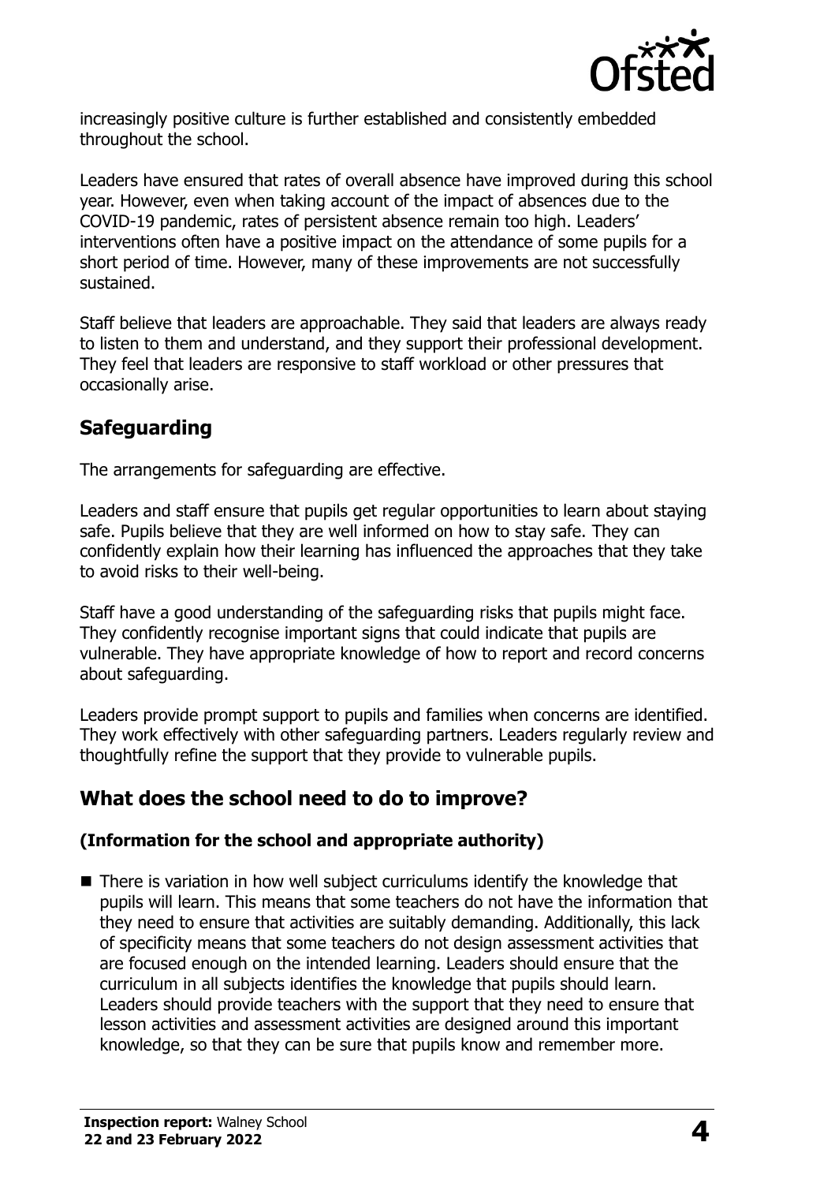increasingly positive culture is further established and consistently embedded throughout the school.

Leaders have ensured that rates of overall absence have improved during this school year. However, even when taking account of the impact of absences due to the COVID-19 pandemic, rates of persistent absence remain too high. Leaders' interventions often have a positive impact on the attendance of some pupils for a short period of time. However, many of these improvements are not successfully sustained.

Staff believe that leaders are approachable. They said that leaders are always ready to listen to them and understand, and they support their professional development. They feel that leaders are responsive to staff workload or other pressures that occasionally arise.

## Safeguarding

The arrangements for safeguarding are effective.

Leaders and staff ensure that pupils get regular opportunities to learn about staying safe. Pupils believe that they are well informed on how to stay safe. They can confidently explain how their learning has influenced the approaches that they take to avoid risks to their well-being.

Staff have a good understanding of the safeguarding risks that pupils might face. They confidently recognise important signs that could indicate that pupils are vulnerable. They have appropriate knowledge of how to report and record concerns about safeguarding.

Leaders provide prompt support to pupils and families when concerns are identified. They work effectively with other safeguarding partners. Leaders regularly review and thoughtfully refine the support that they provide to vulnerable pupils.

## What does the school need to do to improve?

### (Information for the school and appropriate authority)

- There is variation in how well subject curriculums identify the knowledge that pupils will learn. This means that some teachers do not have the information that they need to ensure that activities are suitably demanding. Additionally, this lack of specificity means that some teachers do not design assessment activities that are focused enough on the intended learning. Leaders should ensure that the curriculum in all subjects identifies the knowledge that pupils should learn. Leaders should provide teachers with the support that they need to ensure that lesson activities and assessment activities are designed around this important knowledge, so that they can be sure that pupils know and remember more.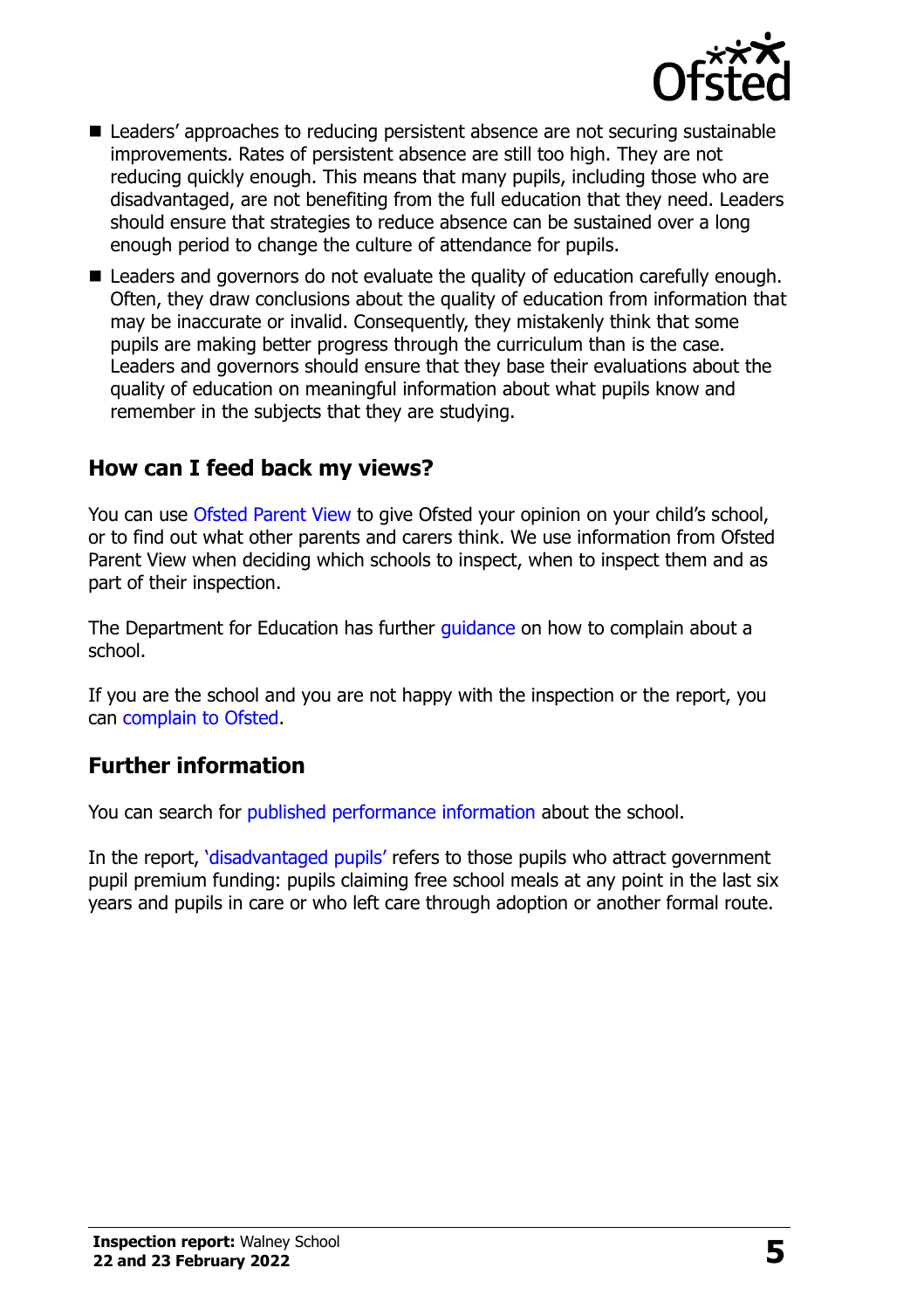- Leaders' approaches to reducing persistent absence are not securing sustainable improvements. Rates of persistent absence are still too high. They are not reducing quickly enough. This means that many pupils, including those who are disadvantaged, are not benefiting from the full education that they need. Leaders should ensure that strategies to reduce absence can be sustained over a long enough period to change the culture of attendance for pupils.
- Leaders and governors do not evaluate the quality of education carefully enough. Often, they draw conclusions about the quality of education from information that may be inaccurate or invalid. Consequently, they mistakenly think that some pupils are making better progress through the curriculum than is the case. Leaders and governors should ensure that they base their evaluations about the quality of education on meaningful information about what pupils know and remember in the subjects that they are studying.

## How can I feed back my views?

You can use Ofsted Parent View to give Ofsted your opinion on your child's school, or to find out what other parents and carers think. We use information from Ofsted Parent View when deciding which schools to inspect, when to inspect them and as part of their inspection.

The Department for Education has further guidance on how to complain about a school.

If you are the school and you are not happy with the inspection or the report, you can complain to Ofsted.

## Further information

You can search for published performance information about the school.

In the report, 'disadvantaged pupils' refers to those pupils who attract government pupil premium funding: pupils claiming free school meals at any point in the last six years and pupils in care or who left care through adoption or another formal route.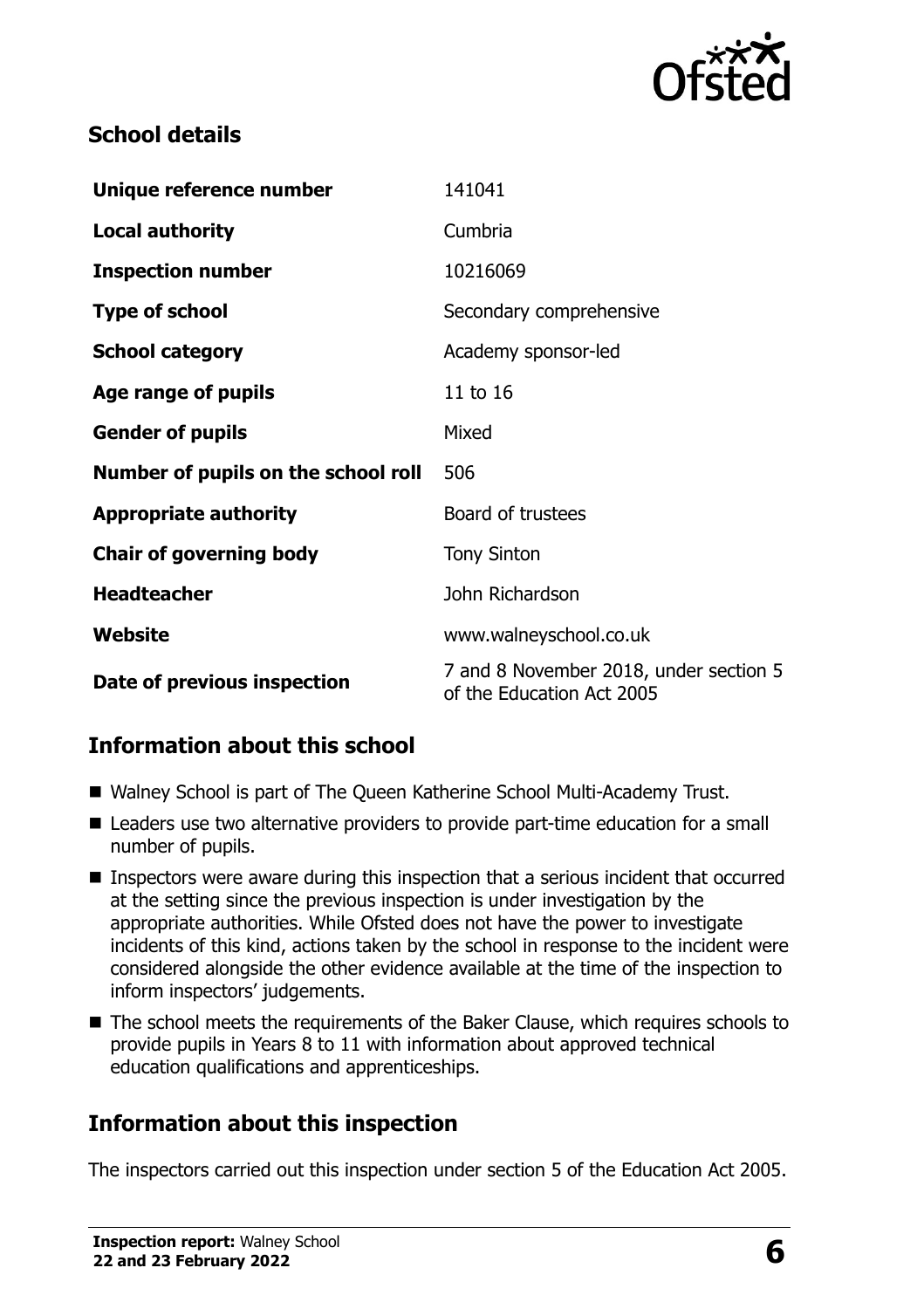## School details

| | |
|---|---|
| **Unique reference number** | 141041 |
| **Local authority** | Cumbria |
| **Inspection number** | 10216069 |
| **Type of school** | Secondary comprehensive |
| **School category** | Academy sponsor-led |
| **Age range of pupils** | 11 to 16 |
| **Gender of pupils** | Mixed |
| **Number of pupils on the school roll** | 506 |
| **Appropriate authority** | Board of trustees |
| **Chair of governing body** | Tony Sinton |
| **Headteacher** | John Richardson |
| **Website** | www.walneyschool.co.uk |
| **Date of previous inspection** | 7 and 8 November 2018, under section 5 of the Education Act 2005 |

## Information about this school

- Walney School is part of The Queen Katherine School Multi-Academy Trust.
- Leaders use two alternative providers to provide part-time education for a small number of pupils.
- Inspectors were aware during this inspection that a serious incident that occurred at the setting since the previous inspection is under investigation by the appropriate authorities. While Ofsted does not have the power to investigate incidents of this kind, actions taken by the school in response to the incident were considered alongside the other evidence available at the time of the inspection to inform inspectors' judgements.
- The school meets the requirements of the Baker Clause, which requires schools to provide pupils in Years 8 to 11 with information about approved technical education qualifications and apprenticeships.

## Information about this inspection

The inspectors carried out this inspection under section 5 of the Education Act 2005.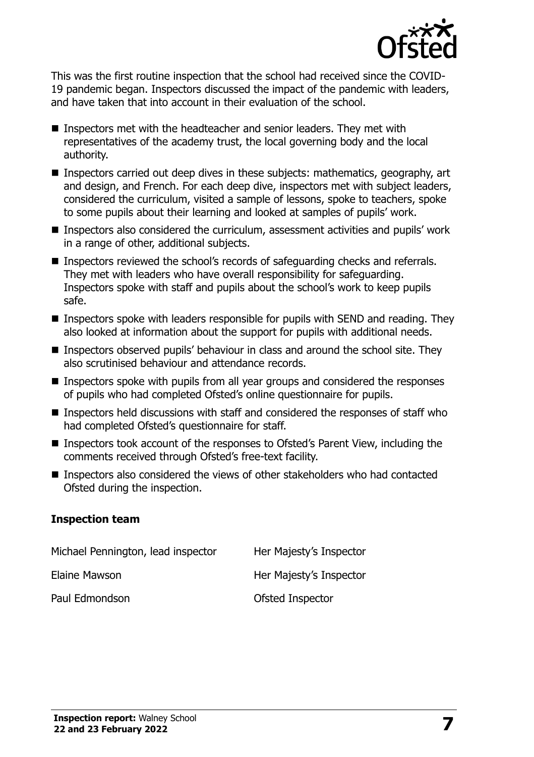This was the first routine inspection that the school had received since the COVID-19 pandemic began. Inspectors discussed the impact of the pandemic with leaders, and have taken that into account in their evaluation of the school.

- Inspectors met with the headteacher and senior leaders. They met with representatives of the academy trust, the local governing body and the local authority.
- Inspectors carried out deep dives in these subjects: mathematics, geography, art and design, and French. For each deep dive, inspectors met with subject leaders, considered the curriculum, visited a sample of lessons, spoke to teachers, spoke to some pupils about their learning and looked at samples of pupils' work.
- Inspectors also considered the curriculum, assessment activities and pupils' work in a range of other, additional subjects.
- Inspectors reviewed the school's records of safeguarding checks and referrals. They met with leaders who have overall responsibility for safeguarding. Inspectors spoke with staff and pupils about the school's work to keep pupils safe.
- Inspectors spoke with leaders responsible for pupils with SEND and reading. They also looked at information about the support for pupils with additional needs.
- Inspectors observed pupils' behaviour in class and around the school site. They also scrutinised behaviour and attendance records.
- Inspectors spoke with pupils from all year groups and considered the responses of pupils who had completed Ofsted's online questionnaire for pupils.
- Inspectors held discussions with staff and considered the responses of staff who had completed Ofsted's questionnaire for staff.
- Inspectors took account of the responses to Ofsted's Parent View, including the comments received through Ofsted's free-text facility.
- Inspectors also considered the views of other stakeholders who had contacted Ofsted during the inspection.

### Inspection team

| | |
|---|---|
| Michael Pennington, lead inspector | Her Majesty's Inspector |
| Elaine Mawson | Her Majesty's Inspector |
| Paul Edmondson | Ofsted Inspector |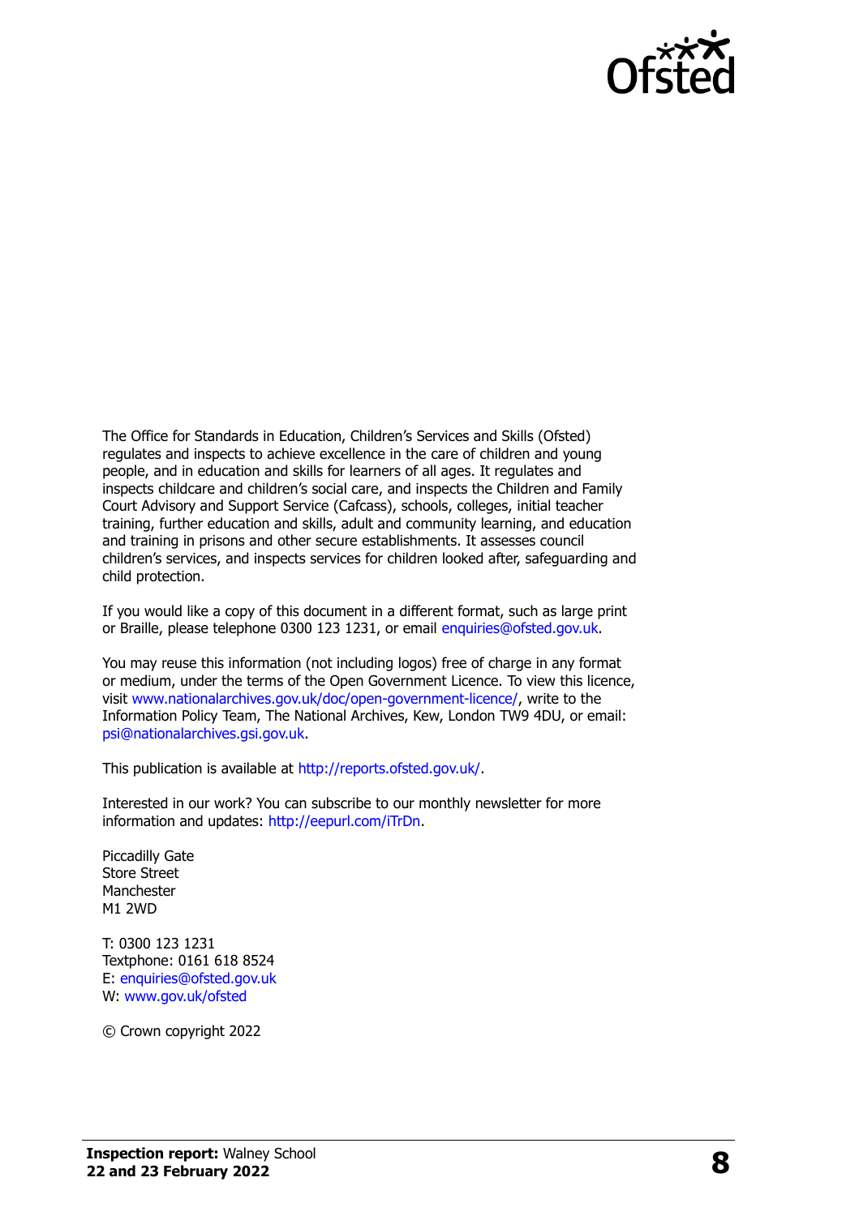The Office for Standards in Education, Children's Services and Skills (Ofsted) regulates and inspects to achieve excellence in the care of children and young people, and in education and skills for learners of all ages. It regulates and inspects childcare and children's social care, and inspects the Children and Family Court Advisory and Support Service (Cafcass), schools, colleges, initial teacher training, further education and skills, adult and community learning, and education and training in prisons and other secure establishments. It assesses council children's services, and inspects services for children looked after, safeguarding and child protection.

If you would like a copy of this document in a different format, such as large print or Braille, please telephone 0300 123 1231, or email enquiries@ofsted.gov.uk.

You may reuse this information (not including logos) free of charge in any format or medium, under the terms of the Open Government Licence. To view this licence, visit www.nationalarchives.gov.uk/doc/open-government-licence/, write to the Information Policy Team, The National Archives, Kew, London TW9 4DU, or email: psi@nationalarchives.gsi.gov.uk.

This publication is available at http://reports.ofsted.gov.uk/.

Interested in our work? You can subscribe to our monthly newsletter for more information and updates: http://eepurl.com/iTrDn.

Piccadilly Gate
Store Street
Manchester
M1 2WD

T: 0300 123 1231
Textphone: 0161 618 8524
E: enquiries@ofsted.gov.uk
W: www.gov.uk/ofsted

© Crown copyright 2022